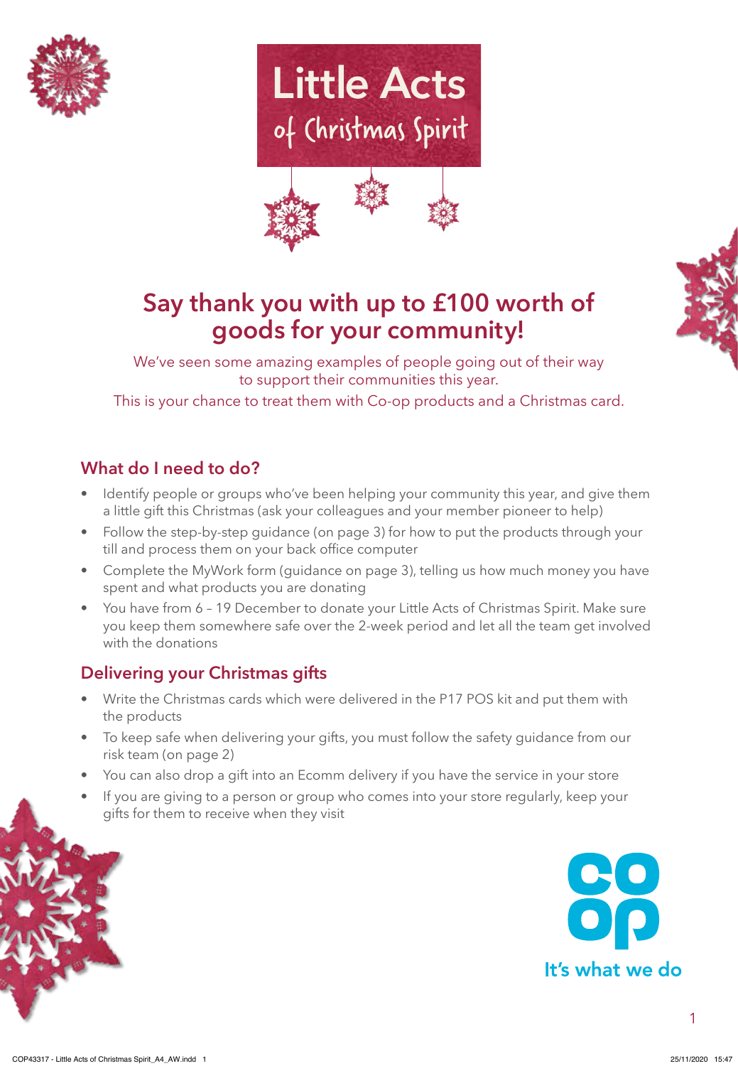# Little Acts
## of Christmas Spirit

## Say thank you with up to £100 worth of goods for your community!

We've seen some amazing examples of people going out of their way to support their communities this year.

This is your chance to treat them with Co-op products and a Christmas card.

### What do I need to do?

- Identify people or groups who've been helping your community this year, and give them a little gift this Christmas (ask your colleagues and your member pioneer to help)
- Follow the step-by-step guidance (on page 3) for how to put the products through your till and process them on your back office computer
- Complete the MyWork form (guidance on page 3), telling us how much money you have spent and what products you are donating
- You have from 6 – 19 December to donate your Little Acts of Christmas Spirit. Make sure you keep them somewhere safe over the 2-week period and let all the team get involved with the donations

### Delivering your Christmas gifts

- Write the Christmas cards which were delivered in the P17 POS kit and put them with the products
- To keep safe when delivering your gifts, you must follow the safety guidance from our risk team (on page 2)
- You can also drop a gift into an Ecomm delivery if you have the service in your store
- If you are giving to a person or group who comes into your store regularly, keep your gifts for them to receive when they visit

co op

It's what we do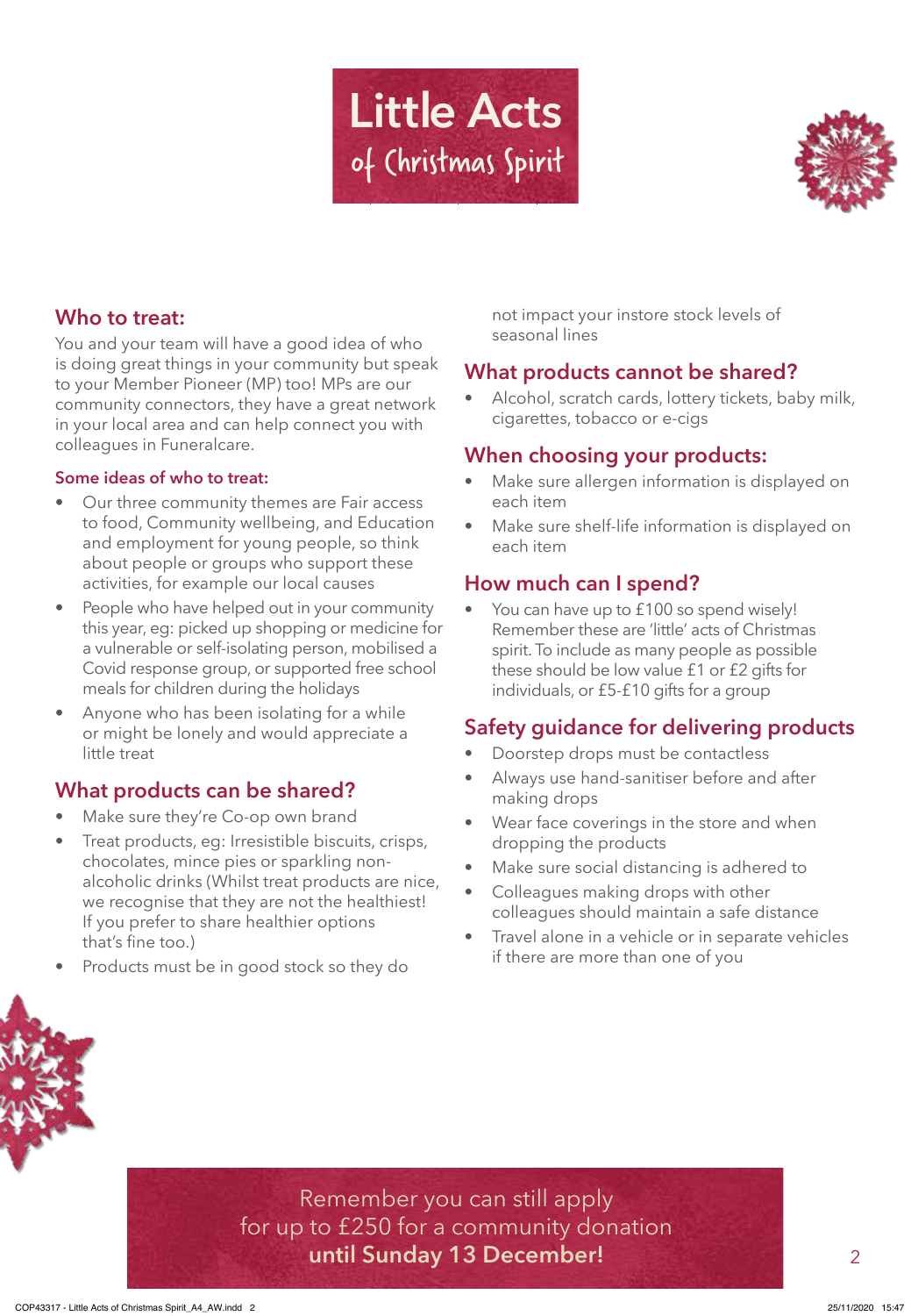# Little Acts of Christmas Spirit

## Who to treat:

You and your team will have a good idea of who is doing great things in your community but speak to your Member Pioneer (MP) too! MPs are our community connectors, they have a great network in your local area and can help connect you with colleagues in Funeralcare.

### Some ideas of who to treat:

- Our three community themes are Fair access to food, Community wellbeing, and Education and employment for young people, so think about people or groups who support these activities, for example our local causes
- People who have helped out in your community this year, eg: picked up shopping or medicine for a vulnerable or self-isolating person, mobilised a Covid response group, or supported free school meals for children during the holidays
- Anyone who has been isolating for a while or might be lonely and would appreciate a little treat

## What products can be shared?

- Make sure they're Co-op own brand
- Treat products, eg: Irresistible biscuits, crisps, chocolates, mince pies or sparkling non-alcoholic drinks (Whilst treat products are nice, we recognise that they are not the healthiest! If you prefer to share healthier options that's fine too.)
- Products must be in good stock so they do not impact your instore stock levels of seasonal lines

## What products cannot be shared?

- Alcohol, scratch cards, lottery tickets, baby milk, cigarettes, tobacco or e-cigs

## When choosing your products:

- Make sure allergen information is displayed on each item
- Make sure shelf-life information is displayed on each item

## How much can I spend?

- You can have up to £100 so spend wisely! Remember these are 'little' acts of Christmas spirit. To include as many people as possible these should be low value £1 or £2 gifts for individuals, or £5-£10 gifts for a group

## Safety guidance for delivering products

- Doorstep drops must be contactless
- Always use hand-sanitiser before and after making drops
- Wear face coverings in the store and when dropping the products
- Make sure social distancing is adhered to
- Colleagues making drops with other colleagues should maintain a safe distance
- Travel alone in a vehicle or in separate vehicles if there are more than one of you

Remember you can still apply for up to £250 for a community donation **until Sunday 13 December!**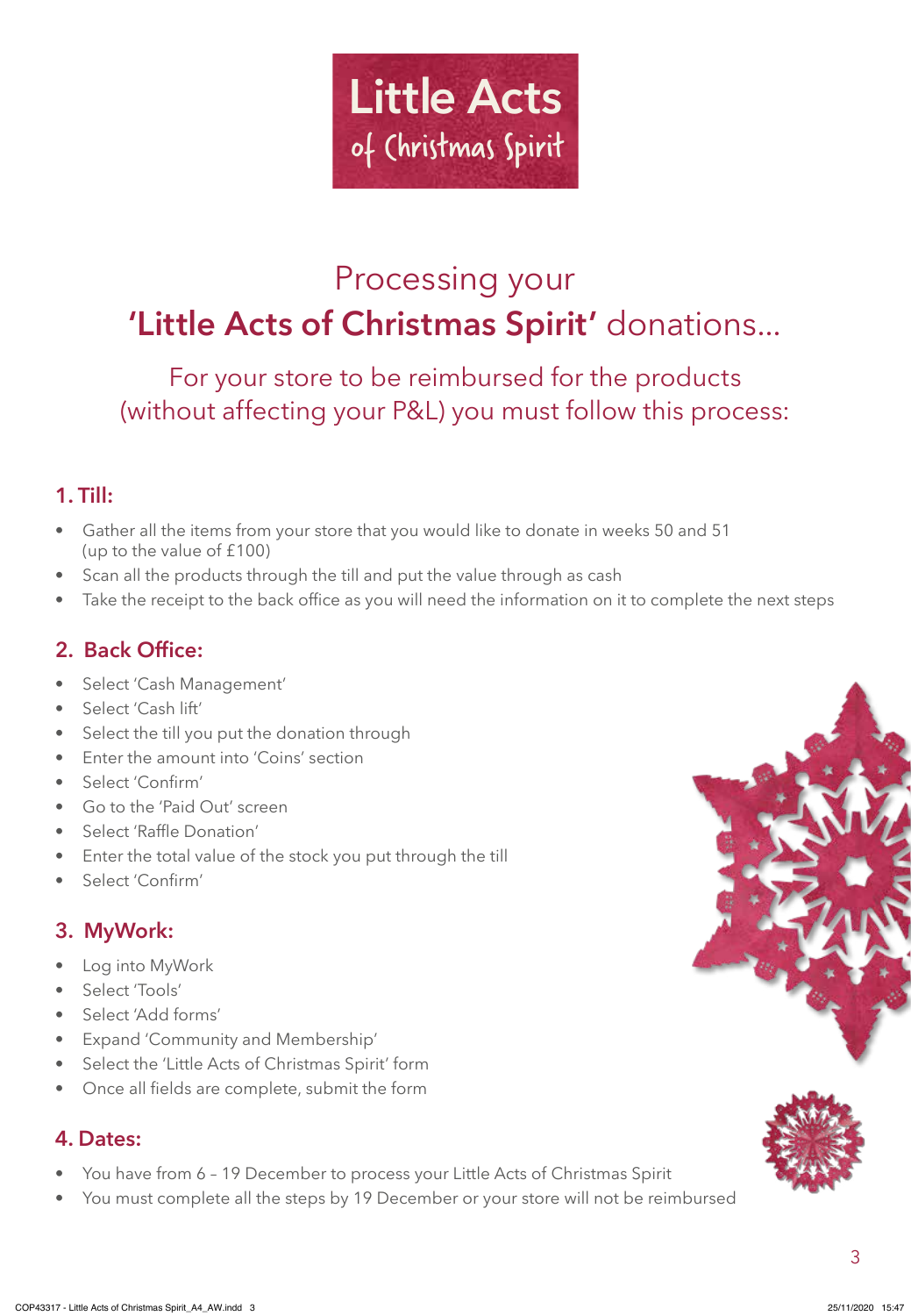Little Acts
of Christmas Spirit

# Processing your 'Little Acts of Christmas Spirit' donations...

For your store to be reimbursed for the products (without affecting your P&L) you must follow this process:

## 1. Till:

- Gather all the items from your store that you would like to donate in weeks 50 and 51 (up to the value of £100)
- Scan all the products through the till and put the value through as cash
- Take the receipt to the back office as you will need the information on it to complete the next steps

## 2. Back Office:

- Select 'Cash Management'
- Select 'Cash lift'
- Select the till you put the donation through
- Enter the amount into 'Coins' section
- Select 'Confirm'
- Go to the 'Paid Out' screen
- Select 'Raffle Donation'
- Enter the total value of the stock you put through the till
- Select 'Confirm'

## 3. MyWork:

- Log into MyWork
- Select 'Tools'
- Select 'Add forms'
- Expand 'Community and Membership'
- Select the 'Little Acts of Christmas Spirit' form
- Once all fields are complete, submit the form

## 4. Dates:

- You have from 6 – 19 December to process your Little Acts of Christmas Spirit
- You must complete all the steps by 19 December or your store will not be reimbursed